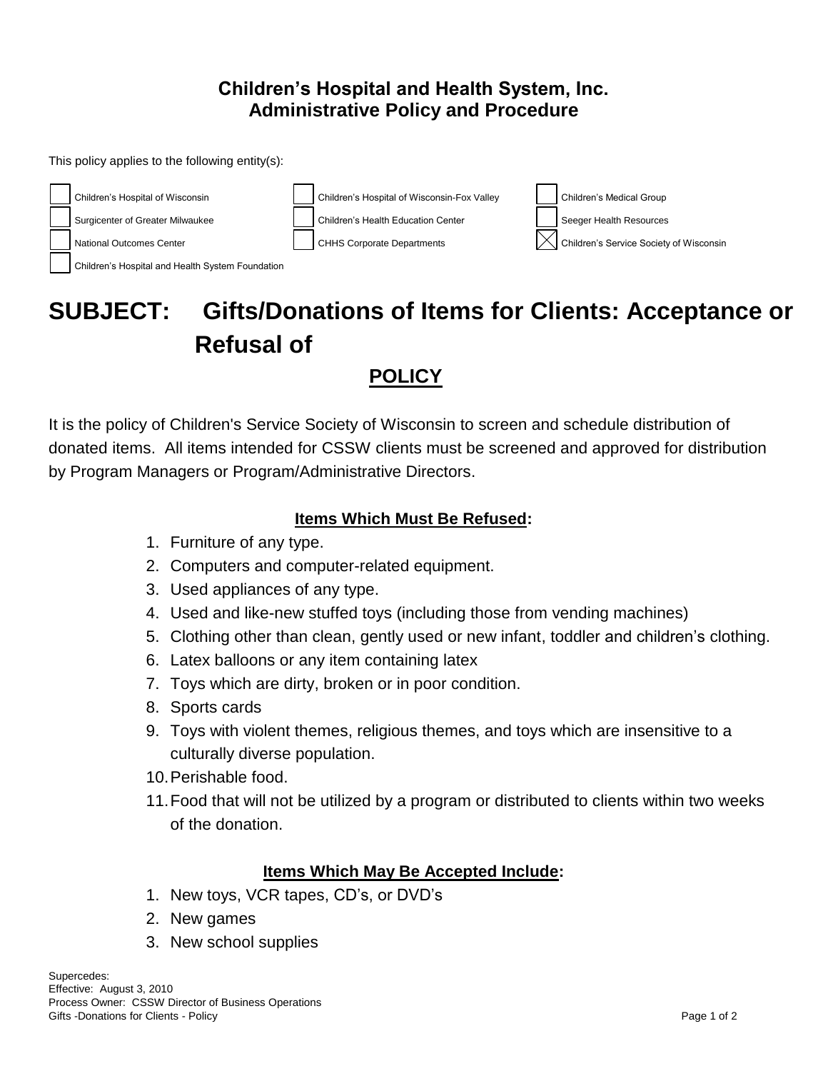**Children's Hospital and Health System, Inc.**
**Administrative Policy and Procedure**

This policy applies to the following entity(s):

- [ ] Children's Hospital of Wisconsin
- [ ] Children's Hospital of Wisconsin-Fox Valley
- [ ] Children's Medical Group
- [ ] Surgicenter of Greater Milwaukee
- [ ] Children's Health Education Center
- [ ] Seeger Health Resources
- [ ] National Outcomes Center
- [ ] CHHS Corporate Departments
- [x] Children's Service Society of Wisconsin
- [ ] Children's Hospital and Health System Foundation

# SUBJECT: Gifts/Donations of Items for Clients: Acceptance or Refusal of

## POLICY

It is the policy of Children's Service Society of Wisconsin to screen and schedule distribution of donated items. All items intended for CSSW clients must be screened and approved for distribution by Program Managers or Program/Administrative Directors.

### Items Which Must Be Refused:

1. Furniture of any type.
2. Computers and computer-related equipment.
3. Used appliances of any type.
4. Used and like-new stuffed toys (including those from vending machines)
5. Clothing other than clean, gently used or new infant, toddler and children's clothing.
6. Latex balloons or any item containing latex
7. Toys which are dirty, broken or in poor condition.
8. Sports cards
9. Toys with violent themes, religious themes, and toys which are insensitive to a culturally diverse population.
10. Perishable food.
11. Food that will not be utilized by a program or distributed to clients within two weeks of the donation.

### Items Which May Be Accepted Include:

1. New toys, VCR tapes, CD's, or DVD's
2. New games
3. New school supplies

Supercedes:
Effective: August 3, 2010
Process Owner: CSSW Director of Business Operations
Gifts -Donations for Clients - Policy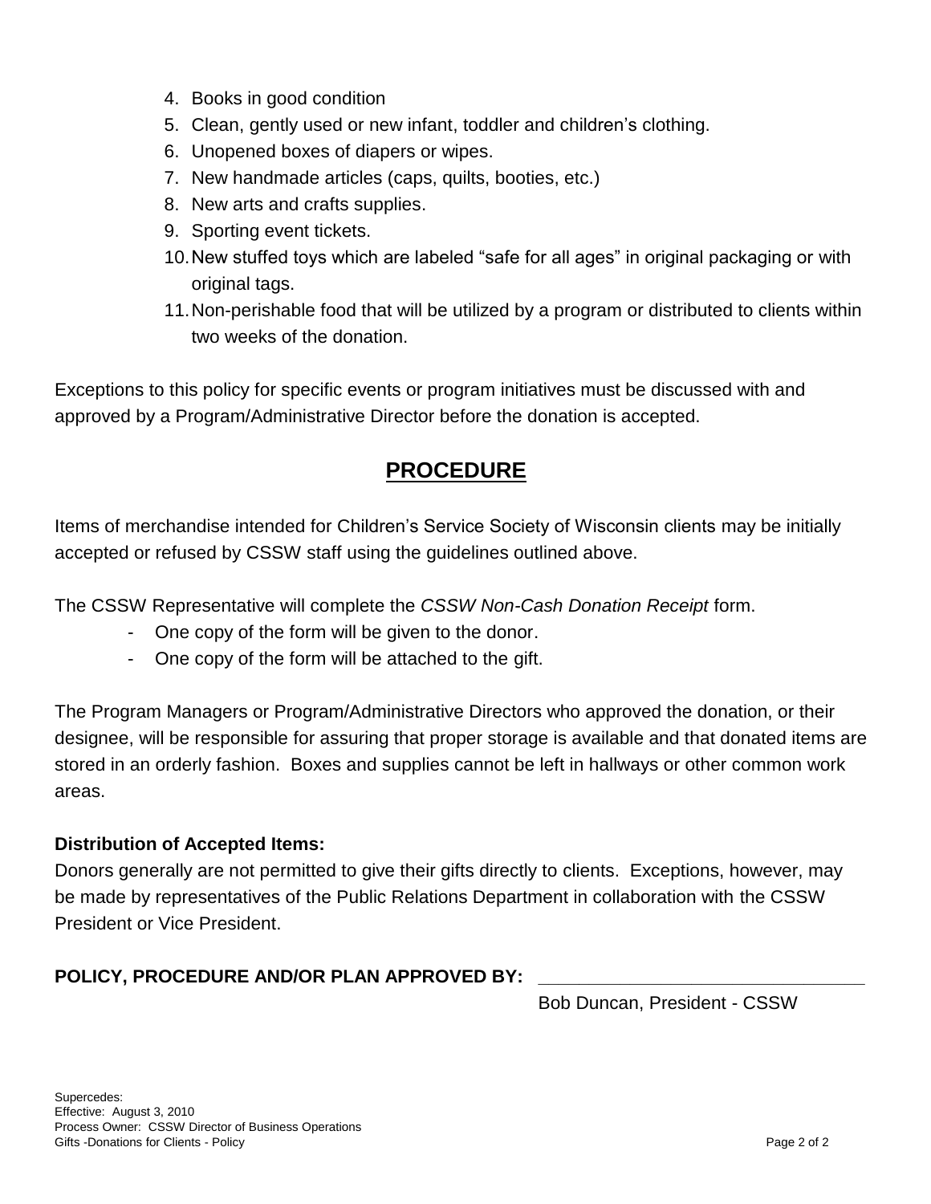4. Books in good condition
5. Clean, gently used or new infant, toddler and children's clothing.
6. Unopened boxes of diapers or wipes.
7. New handmade articles (caps, quilts, booties, etc.)
8. New arts and crafts supplies.
9. Sporting event tickets.
10. New stuffed toys which are labeled "safe for all ages" in original packaging or with original tags.
11. Non-perishable food that will be utilized by a program or distributed to clients within two weeks of the donation.

Exceptions to this policy for specific events or program initiatives must be discussed with and approved by a Program/Administrative Director before the donation is accepted.

# PROCEDURE

Items of merchandise intended for Children's Service Society of Wisconsin clients may be initially accepted or refused by CSSW staff using the guidelines outlined above.

The CSSW Representative will complete the *CSSW Non-Cash Donation Receipt* form.

- One copy of the form will be given to the donor.
- One copy of the form will be attached to the gift.

The Program Managers or Program/Administrative Directors who approved the donation, or their designee, will be responsible for assuring that proper storage is available and that donated items are stored in an orderly fashion. Boxes and supplies cannot be left in hallways or other common work areas.

**Distribution of Accepted Items:**

Donors generally are not permitted to give their gifts directly to clients. Exceptions, however, may be made by representatives of the Public Relations Department in collaboration with the CSSW President or Vice President.

**POLICY, PROCEDURE AND/OR PLAN APPROVED BY:** ________________________________

Bob Duncan, President - CSSW

Supercedes:
Effective: August 3, 2010
Process Owner: CSSW Director of Business Operations
Gifts -Donations for Clients - Policy